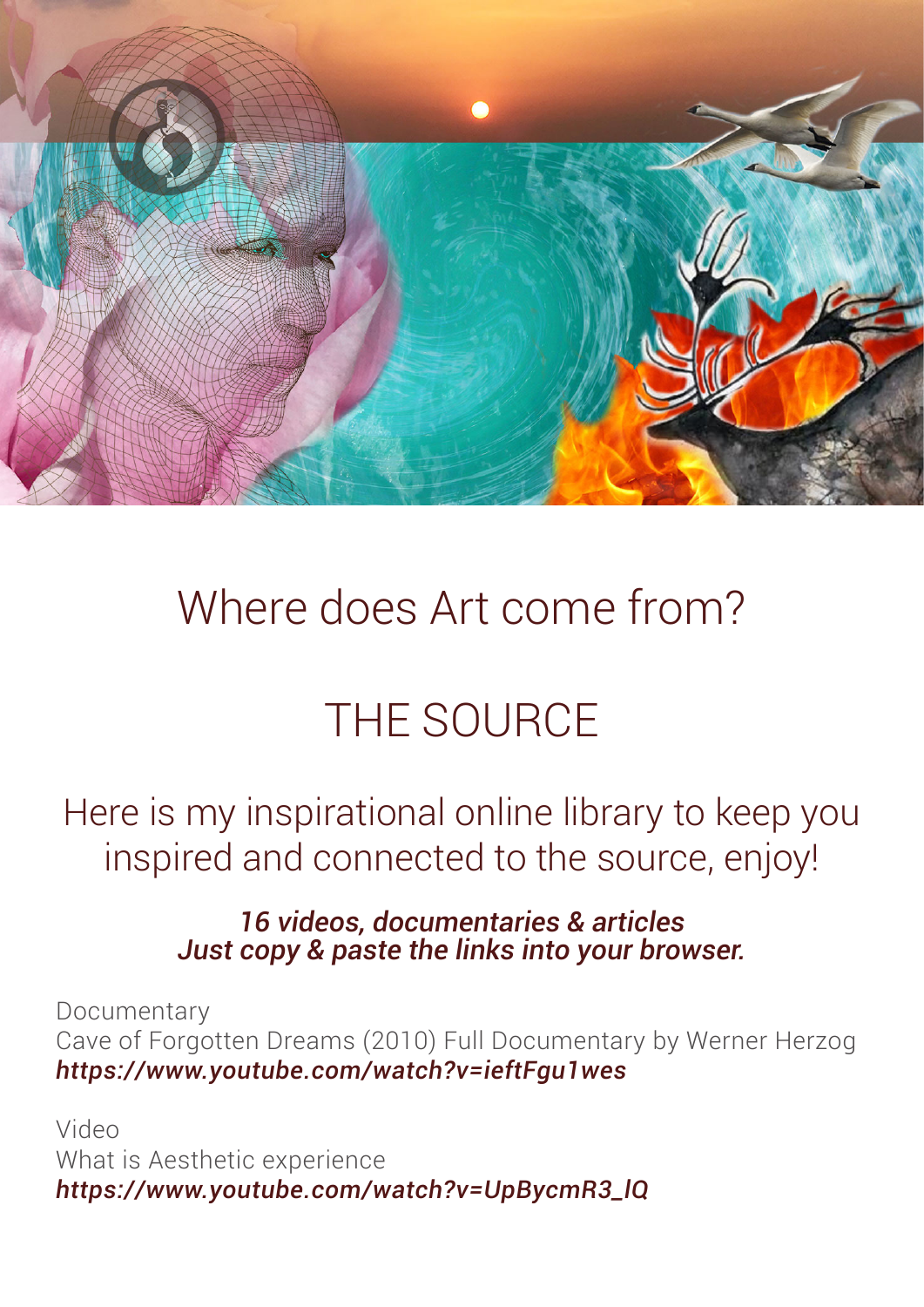# Where does Art come from?

# THE SOURCE

Here is my inspirational online library to keep you inspired and connected to the source, enjoy!

***16 videos, documentaries & articles***
***Just copy & paste the links into your browser.***

Documentary
Cave of Forgotten Dreams (2010) Full Documentary by Werner Herzog
***https://www.youtube.com/watch?v=ieftFgu1wes***

Video
What is Aesthetic experience
***https://www.youtube.com/watch?v=UpBycmR3_lQ***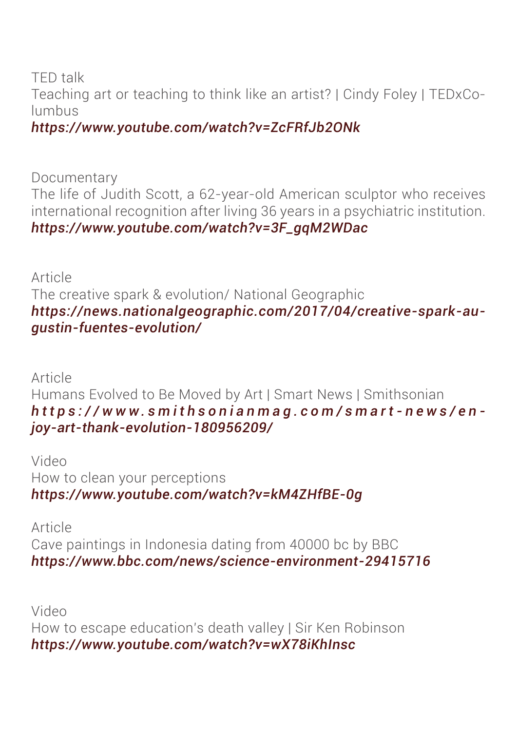TED talk
Teaching art or teaching to think like an artist? | Cindy Foley | TEDxColumbus
*https://www.youtube.com/watch?v=ZcFRfJb2ONk*

Documentary
The life of Judith Scott, a 62-year-old American sculptor who receives international recognition after living 36 years in a psychiatric institution.
*https://www.youtube.com/watch?v=3F_gqM2WDac*

Article
The creative spark & evolution/ National Geographic
*https://news.nationalgeographic.com/2017/04/creative-spark-augustin-fuentes-evolution/*

Article
Humans Evolved to Be Moved by Art | Smart News | Smithsonian
*https://www.smithsonianmag.com/smart-news/enjoy-art-thank-evolution-180956209/*

Video
How to clean your perceptions
*https://www.youtube.com/watch?v=kM4ZHfBE-0g*

Article
Cave paintings in Indonesia dating from 40000 bc by BBC
*https://www.bbc.com/news/science-environment-29415716*

Video
How to escape education's death valley | Sir Ken Robinson
*https://www.youtube.com/watch?v=wX78iKhInsc*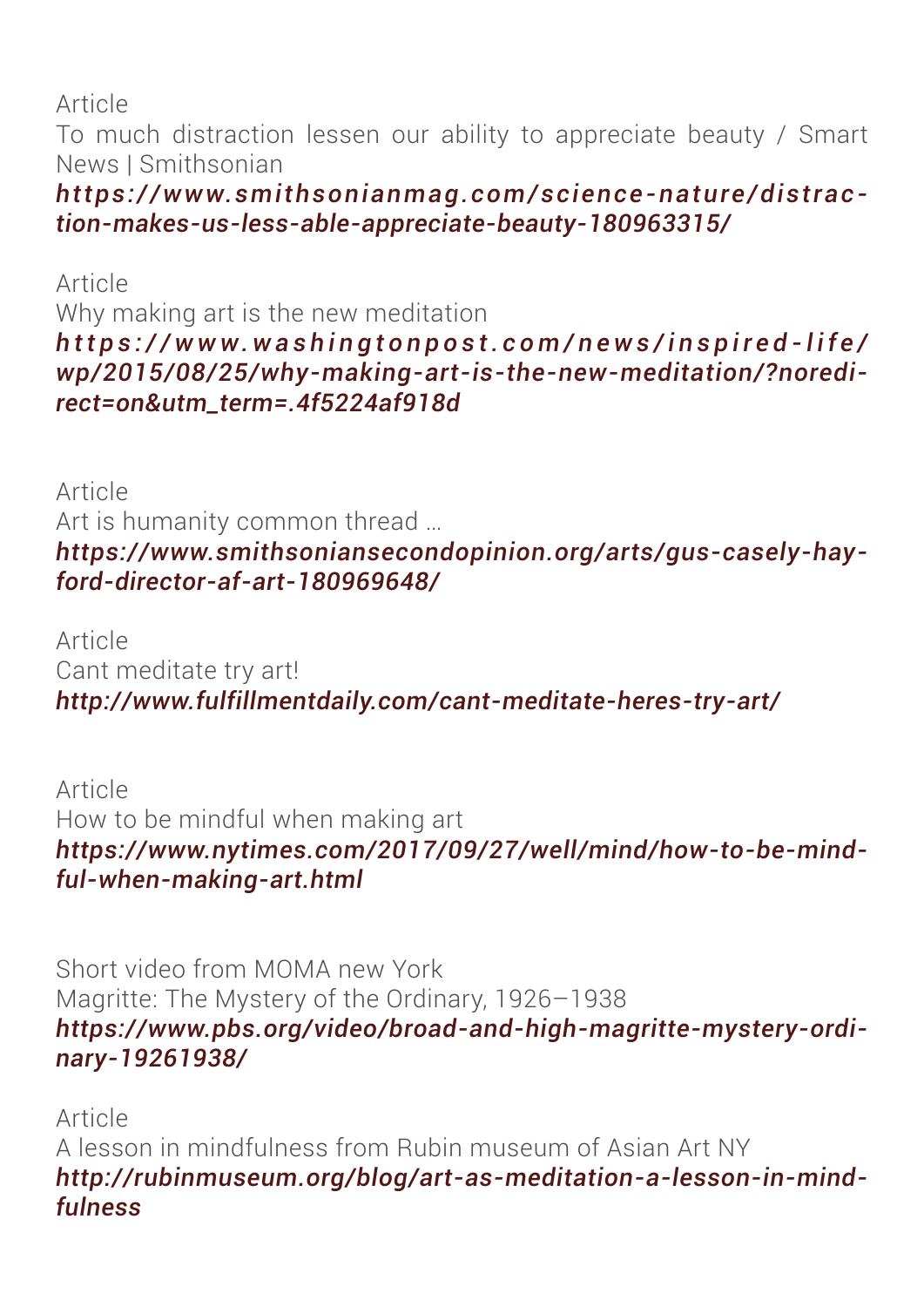Article
To much distraction lessen our ability to appreciate beauty / Smart News | Smithsonian
***https://www.smithsonianmag.com/science-nature/distraction-makes-us-less-able-appreciate-beauty-180963315/***

Article
Why making art is the new meditation
***https://www.washingtonpost.com/news/inspired-life/wp/2015/08/25/why-making-art-is-the-new-meditation/?noredirect=on&utm_term=.4f5224af918d***

Article
Art is humanity common thread …
***https://www.smithsoniansecondopinion.org/arts/gus-casely-hayford-director-af-art-180969648/***

Article
Cant meditate try art!
***http://www.fulfillmentdaily.com/cant-meditate-heres-try-art/***

Article
How to be mindful when making art
***https://www.nytimes.com/2017/09/27/well/mind/how-to-be-mindful-when-making-art.html***

Short video from MOMA new York
Magritte: The Mystery of the Ordinary, 1926–1938
***https://www.pbs.org/video/broad-and-high-magritte-mystery-ordinary-19261938/***

Article
A lesson in mindfulness from Rubin museum of Asian Art NY
***http://rubinmuseum.org/blog/art-as-meditation-a-lesson-in-mindfulness***